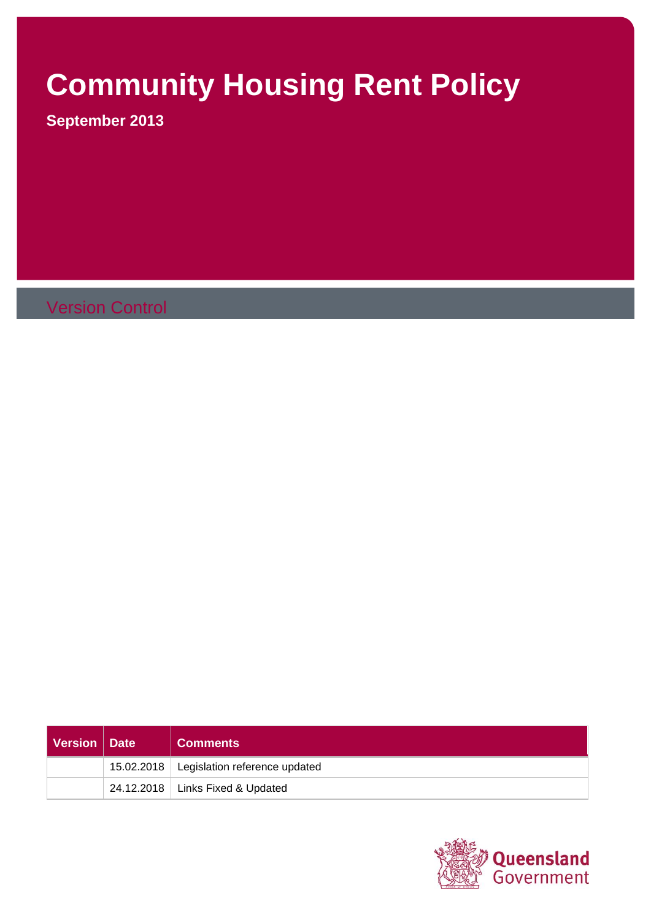# Community Housing Rent Policy

**September 2013**

## Version Control

| Version | Date | Comments |
|---|---|---|
| | 15.02.2018 | Legislation reference updated |
| | 24.12.2018 | Links Fixed & Updated |

Queensland Government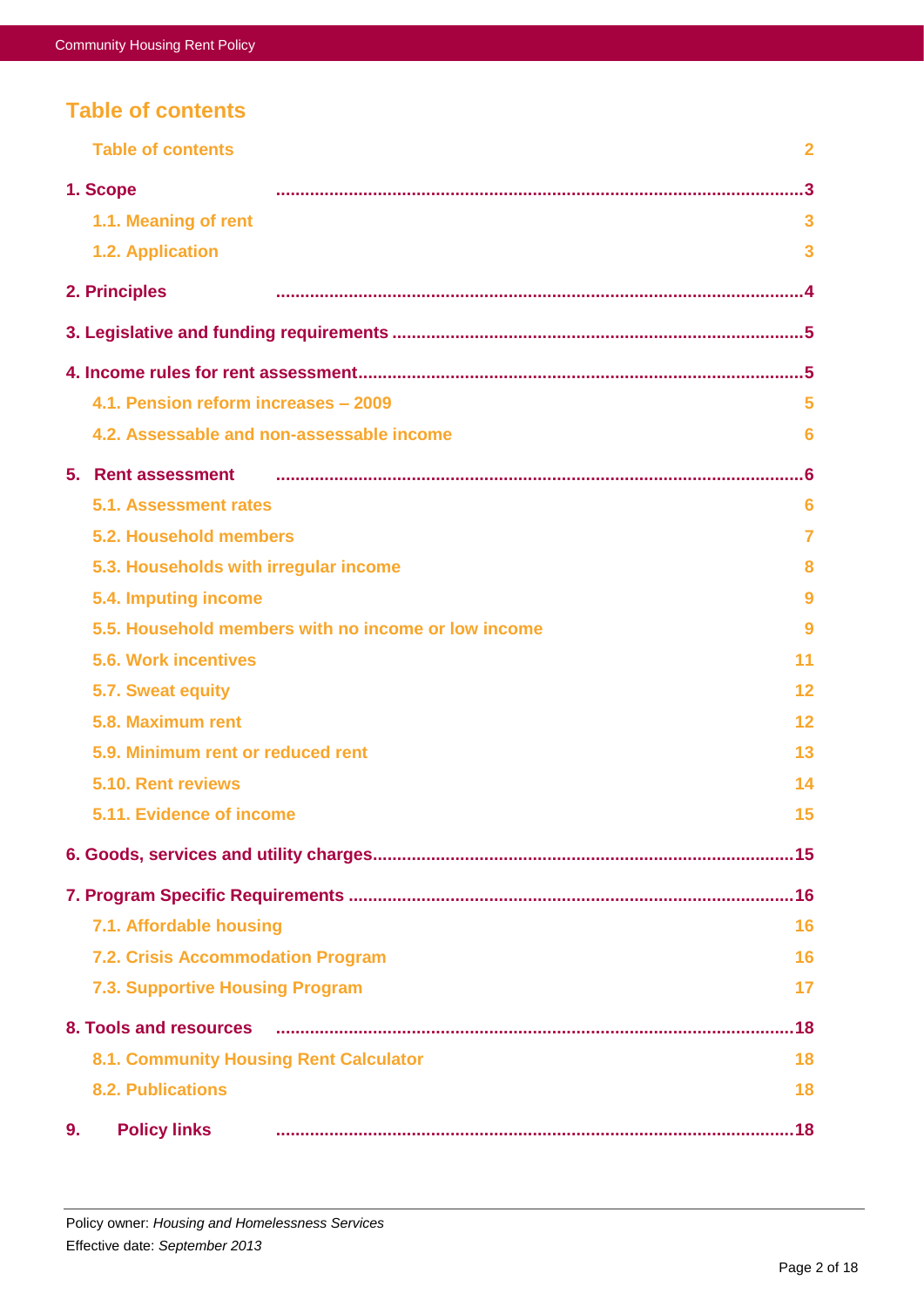## Table of contents

Table of contents 2

1. Scope ...3
   - 1.1. Meaning of rent 3
   - 1.2. Application 3
2. Principles ...4
3. Legislative and funding requirements ...5
4. Income rules for rent assessment...5
   - 4.1. Pension reform increases – 2009 5
   - 4.2. Assessable and non-assessable income 6
5. Rent assessment ...6
   - 5.1. Assessment rates 6
   - 5.2. Household members 7
   - 5.3. Households with irregular income 8
   - 5.4. Imputing income 9
   - 5.5. Household members with no income or low income 9
   - 5.6. Work incentives 11
   - 5.7. Sweat equity 12
   - 5.8. Maximum rent 12
   - 5.9. Minimum rent or reduced rent 13
   - 5.10. Rent reviews 14
   - 5.11. Evidence of income 15
6. Goods, services and utility charges...15
7. Program Specific Requirements ...16
   - 7.1. Affordable housing 16
   - 7.2. Crisis Accommodation Program 16
   - 7.3. Supportive Housing Program 17
8. Tools and resources ...18
   - 8.1. Community Housing Rent Calculator 18
   - 8.2. Publications 18
9. Policy links ...18

Policy owner: *Housing and Homelessness Services*
Effective date: *September 2013*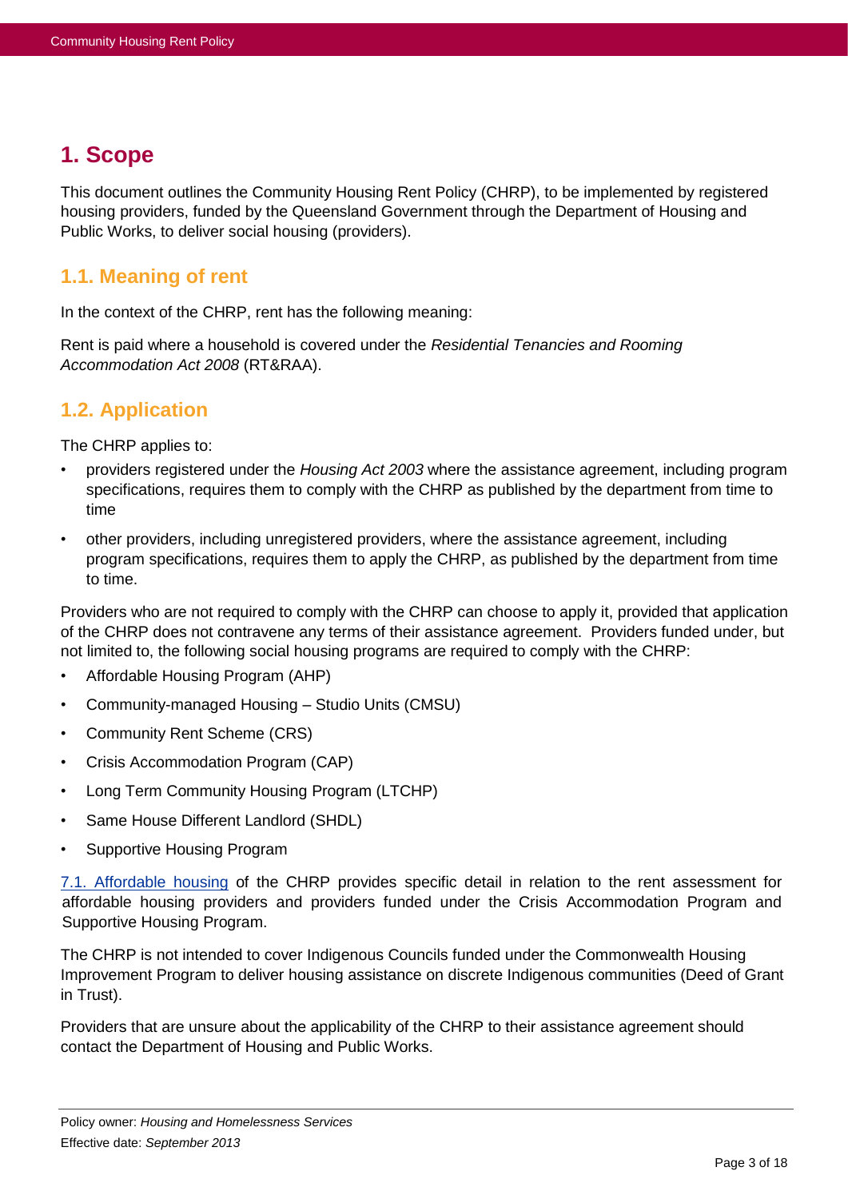# 1. Scope

This document outlines the Community Housing Rent Policy (CHRP), to be implemented by registered housing providers, funded by the Queensland Government through the Department of Housing and Public Works, to deliver social housing (providers).

## 1.1. Meaning of rent

In the context of the CHRP, rent has the following meaning:

Rent is paid where a household is covered under the *Residential Tenancies and Rooming Accommodation Act 2008* (RT&RAA).

## 1.2. Application

The CHRP applies to:

- providers registered under the *Housing Act 2003* where the assistance agreement, including program specifications, requires them to comply with the CHRP as published by the department from time to time
- other providers, including unregistered providers, where the assistance agreement, including program specifications, requires them to apply the CHRP, as published by the department from time to time.

Providers who are not required to comply with the CHRP can choose to apply it, provided that application of the CHRP does not contravene any terms of their assistance agreement. Providers funded under, but not limited to, the following social housing programs are required to comply with the CHRP:

- Affordable Housing Program (AHP)
- Community-managed Housing – Studio Units (CMSU)
- Community Rent Scheme (CRS)
- Crisis Accommodation Program (CAP)
- Long Term Community Housing Program (LTCHP)
- Same House Different Landlord (SHDL)
- Supportive Housing Program

7.1. Affordable housing of the CHRP provides specific detail in relation to the rent assessment for affordable housing providers and providers funded under the Crisis Accommodation Program and Supportive Housing Program.

The CHRP is not intended to cover Indigenous Councils funded under the Commonwealth Housing Improvement Program to deliver housing assistance on discrete Indigenous communities (Deed of Grant in Trust).

Providers that are unsure about the applicability of the CHRP to their assistance agreement should contact the Department of Housing and Public Works.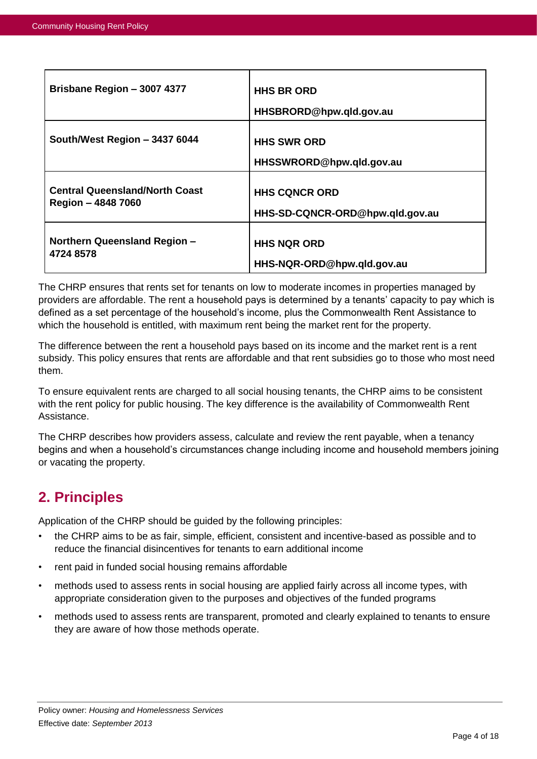| **Brisbane Region – 3007 4377** | **HHS BR ORD**<br>**HHSBRORD@hpw.qld.gov.au** |
|---|---|
| **South/West Region – 3437 6044** | **HHS SWR ORD**<br>**HHSSWRORD@hpw.qld.gov.au** |
| **Central Queensland/North Coast Region – 4848 7060** | **HHS CQNCR ORD**<br>**HHS-SD-CQNCR-ORD@hpw.qld.gov.au** |
| **Northern Queensland Region – 4724 8578** | **HHS NQR ORD**<br>**HHS-NQR-ORD@hpw.qld.gov.au** |

The CHRP ensures that rents set for tenants on low to moderate incomes in properties managed by providers are affordable. The rent a household pays is determined by a tenants' capacity to pay which is defined as a set percentage of the household's income, plus the Commonwealth Rent Assistance to which the household is entitled, with maximum rent being the market rent for the property.

The difference between the rent a household pays based on its income and the market rent is a rent subsidy. This policy ensures that rents are affordable and that rent subsidies go to those who most need them.

To ensure equivalent rents are charged to all social housing tenants, the CHRP aims to be consistent with the rent policy for public housing. The key difference is the availability of Commonwealth Rent Assistance.

The CHRP describes how providers assess, calculate and review the rent payable, when a tenancy begins and when a household's circumstances change including income and household members joining or vacating the property.

## 2. Principles

Application of the CHRP should be guided by the following principles:

- the CHRP aims to be as fair, simple, efficient, consistent and incentive-based as possible and to reduce the financial disincentives for tenants to earn additional income
- rent paid in funded social housing remains affordable
- methods used to assess rents in social housing are applied fairly across all income types, with appropriate consideration given to the purposes and objectives of the funded programs
- methods used to assess rents are transparent, promoted and clearly explained to tenants to ensure they are aware of how those methods operate.

Policy owner: *Housing and Homelessness Services*
Effective date: *September 2013*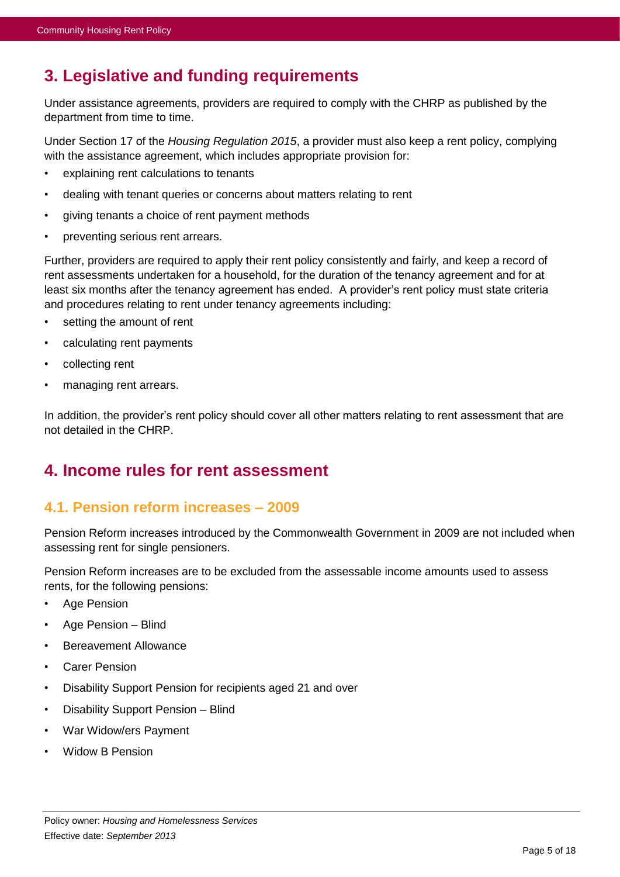## 3. Legislative and funding requirements

Under assistance agreements, providers are required to comply with the CHRP as published by the department from time to time.

Under Section 17 of the *Housing Regulation 2015*, a provider must also keep a rent policy, complying with the assistance agreement, which includes appropriate provision for:

- explaining rent calculations to tenants
- dealing with tenant queries or concerns about matters relating to rent
- giving tenants a choice of rent payment methods
- preventing serious rent arrears.

Further, providers are required to apply their rent policy consistently and fairly, and keep a record of rent assessments undertaken for a household, for the duration of the tenancy agreement and for at least six months after the tenancy agreement has ended. A provider's rent policy must state criteria and procedures relating to rent under tenancy agreements including:

- setting the amount of rent
- calculating rent payments
- collecting rent
- managing rent arrears.

In addition, the provider's rent policy should cover all other matters relating to rent assessment that are not detailed in the CHRP.

## 4. Income rules for rent assessment

### 4.1. Pension reform increases – 2009

Pension Reform increases introduced by the Commonwealth Government in 2009 are not included when assessing rent for single pensioners.

Pension Reform increases are to be excluded from the assessable income amounts used to assess rents, for the following pensions:

- Age Pension
- Age Pension – Blind
- Bereavement Allowance
- Carer Pension
- Disability Support Pension for recipients aged 21 and over
- Disability Support Pension – Blind
- War Widow/ers Payment
- Widow B Pension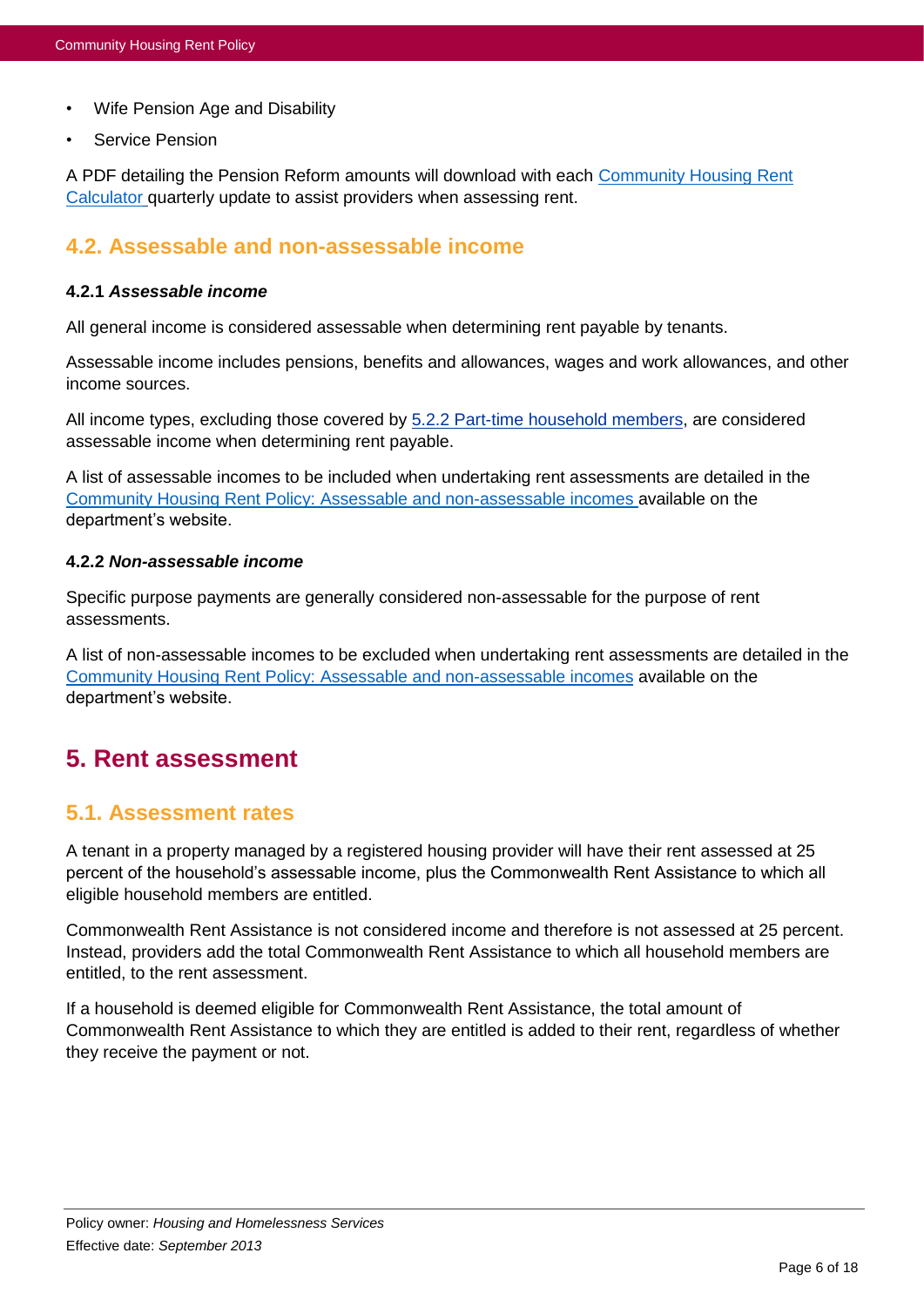- Wife Pension Age and Disability
- Service Pension

A PDF detailing the Pension Reform amounts will download with each Community Housing Rent Calculator quarterly update to assist providers when assessing rent.

## 4.2. Assessable and non-assessable income

### 4.2.1 *Assessable income*

All general income is considered assessable when determining rent payable by tenants.

Assessable income includes pensions, benefits and allowances, wages and work allowances, and other income sources.

All income types, excluding those covered by 5.2.2 Part-time household members, are considered assessable income when determining rent payable.

A list of assessable incomes to be included when undertaking rent assessments are detailed in the Community Housing Rent Policy: Assessable and non-assessable incomes available on the department's website.

### 4.2.2 *Non-assessable income*

Specific purpose payments are generally considered non-assessable for the purpose of rent assessments.

A list of non-assessable incomes to be excluded when undertaking rent assessments are detailed in the Community Housing Rent Policy: Assessable and non-assessable incomes available on the department's website.

# 5. Rent assessment

## 5.1. Assessment rates

A tenant in a property managed by a registered housing provider will have their rent assessed at 25 percent of the household's assessable income, plus the Commonwealth Rent Assistance to which all eligible household members are entitled.

Commonwealth Rent Assistance is not considered income and therefore is not assessed at 25 percent. Instead, providers add the total Commonwealth Rent Assistance to which all household members are entitled, to the rent assessment.

If a household is deemed eligible for Commonwealth Rent Assistance, the total amount of Commonwealth Rent Assistance to which they are entitled is added to their rent, regardless of whether they receive the payment or not.

Policy owner: *Housing and Homelessness Services*
Effective date: *September 2013*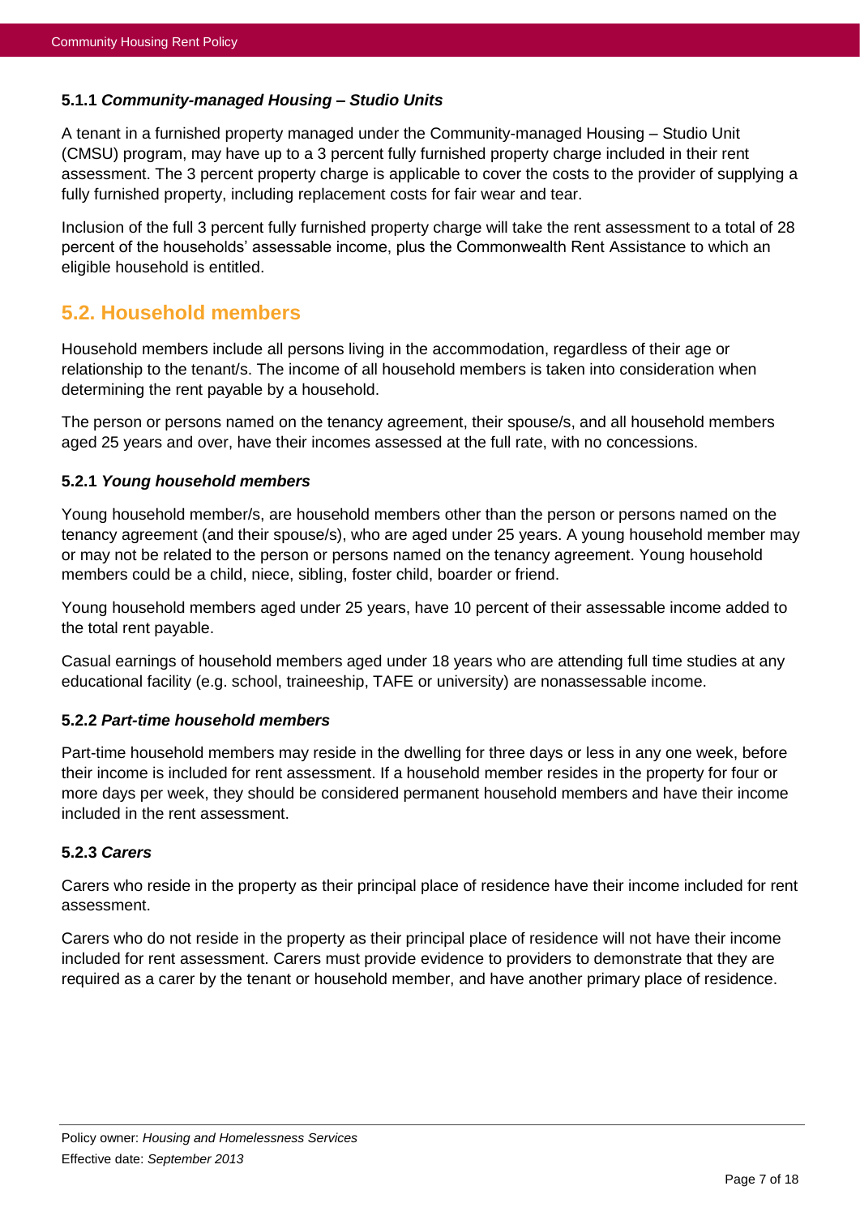#### 5.1.1 *Community-managed Housing – Studio Units*

A tenant in a furnished property managed under the Community-managed Housing – Studio Unit (CMSU) program, may have up to a 3 percent fully furnished property charge included in their rent assessment. The 3 percent property charge is applicable to cover the costs to the provider of supplying a fully furnished property, including replacement costs for fair wear and tear.

Inclusion of the full 3 percent fully furnished property charge will take the rent assessment to a total of 28 percent of the households' assessable income, plus the Commonwealth Rent Assistance to which an eligible household is entitled.

## 5.2. Household members

Household members include all persons living in the accommodation, regardless of their age or relationship to the tenant/s. The income of all household members is taken into consideration when determining the rent payable by a household.

The person or persons named on the tenancy agreement, their spouse/s, and all household members aged 25 years and over, have their incomes assessed at the full rate, with no concessions.

#### 5.2.1 *Young household members*

Young household member/s, are household members other than the person or persons named on the tenancy agreement (and their spouse/s), who are aged under 25 years. A young household member may or may not be related to the person or persons named on the tenancy agreement. Young household members could be a child, niece, sibling, foster child, boarder or friend.

Young household members aged under 25 years, have 10 percent of their assessable income added to the total rent payable.

Casual earnings of household members aged under 18 years who are attending full time studies at any educational facility (e.g. school, traineeship, TAFE or university) are nonassessable income.

#### 5.2.2 *Part-time household members*

Part-time household members may reside in the dwelling for three days or less in any one week, before their income is included for rent assessment. If a household member resides in the property for four or more days per week, they should be considered permanent household members and have their income included in the rent assessment.

#### 5.2.3 *Carers*

Carers who reside in the property as their principal place of residence have their income included for rent assessment.

Carers who do not reside in the property as their principal place of residence will not have their income included for rent assessment. Carers must provide evidence to providers to demonstrate that they are required as a carer by the tenant or household member, and have another primary place of residence.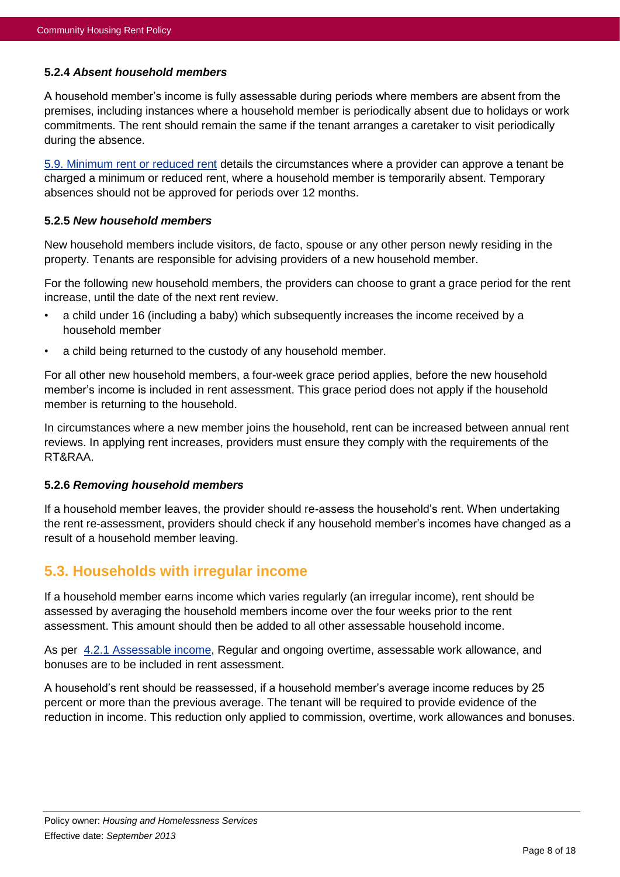#### 5.2.4 *Absent household members*

A household member's income is fully assessable during periods where members are absent from the premises, including instances where a household member is periodically absent due to holidays or work commitments. The rent should remain the same if the tenant arranges a caretaker to visit periodically during the absence.

5.9. Minimum rent or reduced rent details the circumstances where a provider can approve a tenant be charged a minimum or reduced rent, where a household member is temporarily absent. Temporary absences should not be approved for periods over 12 months.

#### 5.2.5 *New household members*

New household members include visitors, de facto, spouse or any other person newly residing in the property. Tenants are responsible for advising providers of a new household member.

For the following new household members, the providers can choose to grant a grace period for the rent increase, until the date of the next rent review.

- a child under 16 (including a baby) which subsequently increases the income received by a household member
- a child being returned to the custody of any household member.

For all other new household members, a four-week grace period applies, before the new household member's income is included in rent assessment. This grace period does not apply if the household member is returning to the household.

In circumstances where a new member joins the household, rent can be increased between annual rent reviews. In applying rent increases, providers must ensure they comply with the requirements of the RT&RAA.

#### 5.2.6 *Removing household members*

If a household member leaves, the provider should re-assess the household's rent. When undertaking the rent re-assessment, providers should check if any household member's incomes have changed as a result of a household member leaving.

## 5.3. Households with irregular income

If a household member earns income which varies regularly (an irregular income), rent should be assessed by averaging the household members income over the four weeks prior to the rent assessment. This amount should then be added to all other assessable household income.

As per 4.2.1 Assessable income, Regular and ongoing overtime, assessable work allowance, and bonuses are to be included in rent assessment.

A household's rent should be reassessed, if a household member's average income reduces by 25 percent or more than the previous average. The tenant will be required to provide evidence of the reduction in income. This reduction only applied to commission, overtime, work allowances and bonuses.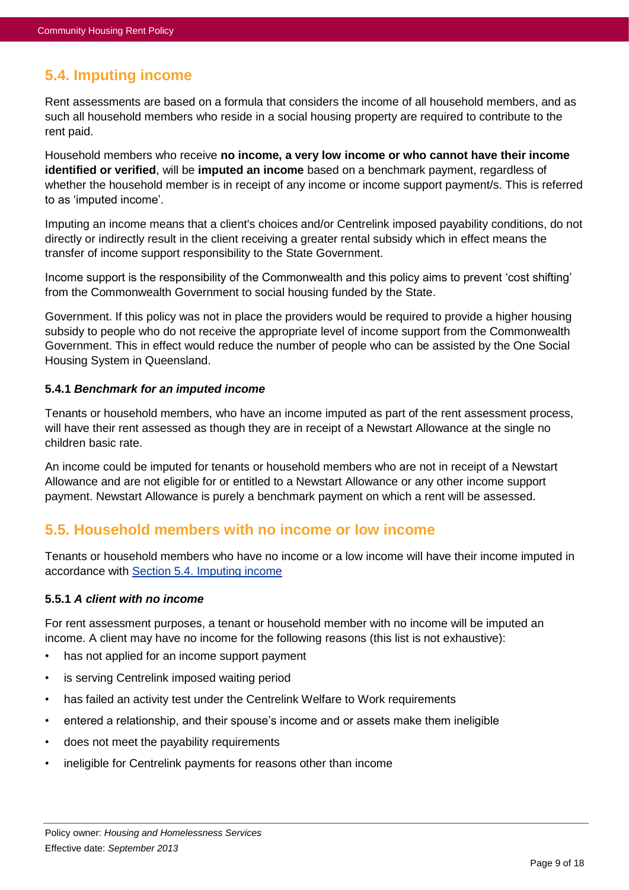## 5.4. Imputing income

Rent assessments are based on a formula that considers the income of all household members, and as such all household members who reside in a social housing property are required to contribute to the rent paid.

Household members who receive **no income, a very low income or who cannot have their income identified or verified**, will be **imputed an income** based on a benchmark payment, regardless of whether the household member is in receipt of any income or income support payment/s. This is referred to as 'imputed income'.

Imputing an income means that a client's choices and/or Centrelink imposed payability conditions, do not directly or indirectly result in the client receiving a greater rental subsidy which in effect means the transfer of income support responsibility to the State Government.

Income support is the responsibility of the Commonwealth and this policy aims to prevent 'cost shifting' from the Commonwealth Government to social housing funded by the State.

Government. If this policy was not in place the providers would be required to provide a higher housing subsidy to people who do not receive the appropriate level of income support from the Commonwealth Government. This in effect would reduce the number of people who can be assisted by the One Social Housing System in Queensland.

#### 5.4.1 *Benchmark for an imputed income*

Tenants or household members, who have an income imputed as part of the rent assessment process, will have their rent assessed as though they are in receipt of a Newstart Allowance at the single no children basic rate.

An income could be imputed for tenants or household members who are not in receipt of a Newstart Allowance and are not eligible for or entitled to a Newstart Allowance or any other income support payment. Newstart Allowance is purely a benchmark payment on which a rent will be assessed.

## 5.5. Household members with no income or low income

Tenants or household members who have no income or a low income will have their income imputed in accordance with Section 5.4. Imputing income

#### 5.5.1 *A client with no income*

For rent assessment purposes, a tenant or household member with no income will be imputed an income. A client may have no income for the following reasons (this list is not exhaustive):

- has not applied for an income support payment
- is serving Centrelink imposed waiting period
- has failed an activity test under the Centrelink Welfare to Work requirements
- entered a relationship, and their spouse's income and or assets make them ineligible
- does not meet the payability requirements
- ineligible for Centrelink payments for reasons other than income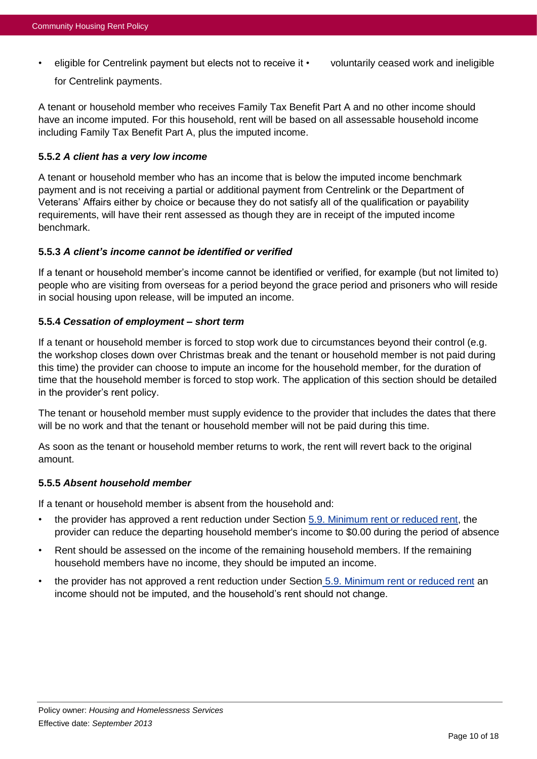- eligible for Centrelink payment but elects not to receive it
- voluntarily ceased work and ineligible for Centrelink payments.

A tenant or household member who receives Family Tax Benefit Part A and no other income should have an income imputed. For this household, rent will be based on all assessable household income including Family Tax Benefit Part A, plus the imputed income.

#### 5.5.2 *A client has a very low income*

A tenant or household member who has an income that is below the imputed income benchmark payment and is not receiving a partial or additional payment from Centrelink or the Department of Veterans' Affairs either by choice or because they do not satisfy all of the qualification or payability requirements, will have their rent assessed as though they are in receipt of the imputed income benchmark.

#### 5.5.3 *A client's income cannot be identified or verified*

If a tenant or household member's income cannot be identified or verified, for example (but not limited to) people who are visiting from overseas for a period beyond the grace period and prisoners who will reside in social housing upon release, will be imputed an income.

#### 5.5.4 *Cessation of employment – short term*

If a tenant or household member is forced to stop work due to circumstances beyond their control (e.g. the workshop closes down over Christmas break and the tenant or household member is not paid during this time) the provider can choose to impute an income for the household member, for the duration of time that the household member is forced to stop work. The application of this section should be detailed in the provider's rent policy.

The tenant or household member must supply evidence to the provider that includes the dates that there will be no work and that the tenant or household member will not be paid during this time.

As soon as the tenant or household member returns to work, the rent will revert back to the original amount.

#### 5.5.5 *Absent household member*

If a tenant or household member is absent from the household and:

- the provider has approved a rent reduction under Section 5.9. Minimum rent or reduced rent, the provider can reduce the departing household member's income to $0.00 during the period of absence
- Rent should be assessed on the income of the remaining household members. If the remaining household members have no income, they should be imputed an income.
- the provider has not approved a rent reduction under Section 5.9. Minimum rent or reduced rent an income should not be imputed, and the household's rent should not change.

Policy owner: *Housing and Homelessness Services*
Effective date: *September 2013*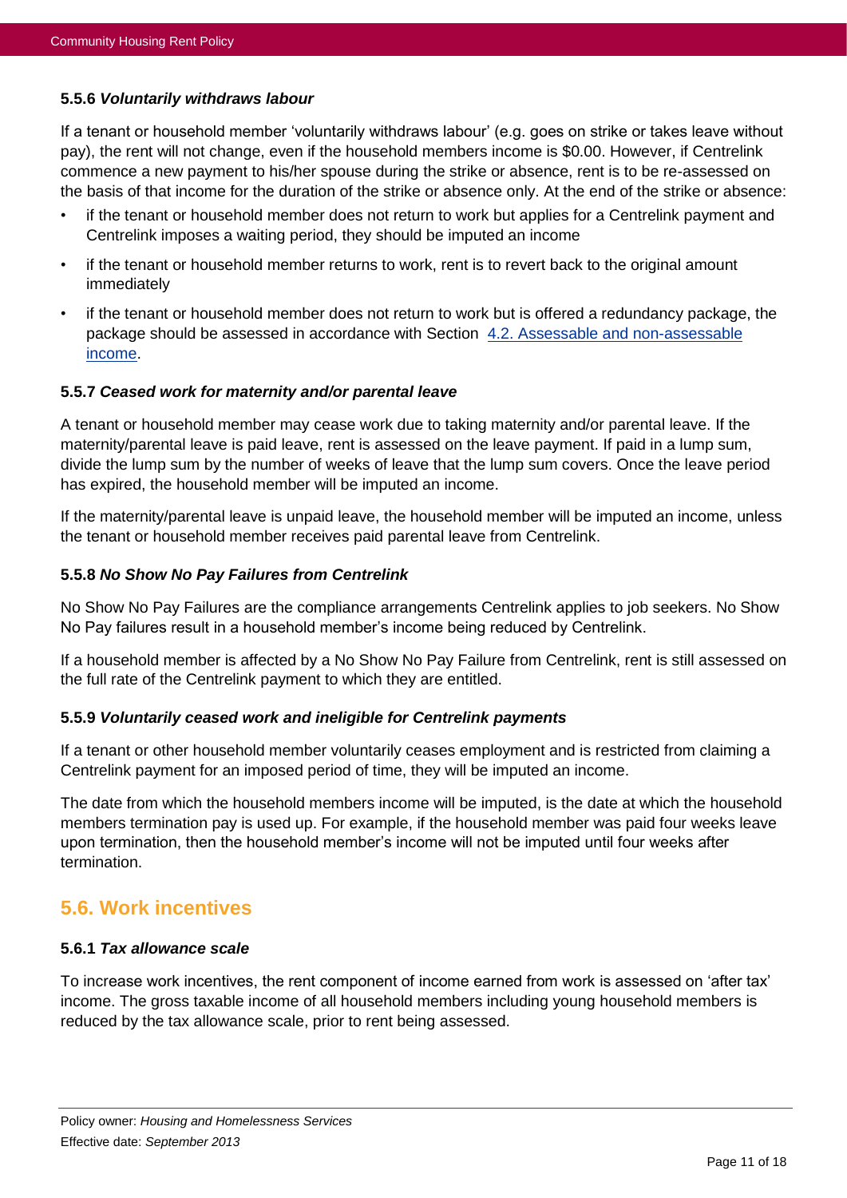#### 5.5.6 *Voluntarily withdraws labour*

If a tenant or household member 'voluntarily withdraws labour' (e.g. goes on strike or takes leave without pay), the rent will not change, even if the household members income is $0.00. However, if Centrelink commence a new payment to his/her spouse during the strike or absence, rent is to be re-assessed on the basis of that income for the duration of the strike or absence only. At the end of the strike or absence:

- if the tenant or household member does not return to work but applies for a Centrelink payment and Centrelink imposes a waiting period, they should be imputed an income
- if the tenant or household member returns to work, rent is to revert back to the original amount immediately
- if the tenant or household member does not return to work but is offered a redundancy package, the package should be assessed in accordance with Section 4.2. Assessable and non-assessable income.

#### 5.5.7 *Ceased work for maternity and/or parental leave*

A tenant or household member may cease work due to taking maternity and/or parental leave. If the maternity/parental leave is paid leave, rent is assessed on the leave payment. If paid in a lump sum, divide the lump sum by the number of weeks of leave that the lump sum covers. Once the leave period has expired, the household member will be imputed an income.

If the maternity/parental leave is unpaid leave, the household member will be imputed an income, unless the tenant or household member receives paid parental leave from Centrelink.

#### 5.5.8 *No Show No Pay Failures from Centrelink*

No Show No Pay Failures are the compliance arrangements Centrelink applies to job seekers. No Show No Pay failures result in a household member's income being reduced by Centrelink.

If a household member is affected by a No Show No Pay Failure from Centrelink, rent is still assessed on the full rate of the Centrelink payment to which they are entitled.

#### 5.5.9 *Voluntarily ceased work and ineligible for Centrelink payments*

If a tenant or other household member voluntarily ceases employment and is restricted from claiming a Centrelink payment for an imposed period of time, they will be imputed an income.

The date from which the household members income will be imputed, is the date at which the household members termination pay is used up. For example, if the household member was paid four weeks leave upon termination, then the household member's income will not be imputed until four weeks after termination.

## 5.6. Work incentives

#### 5.6.1 *Tax allowance scale*

To increase work incentives, the rent component of income earned from work is assessed on 'after tax' income. The gross taxable income of all household members including young household members is reduced by the tax allowance scale, prior to rent being assessed.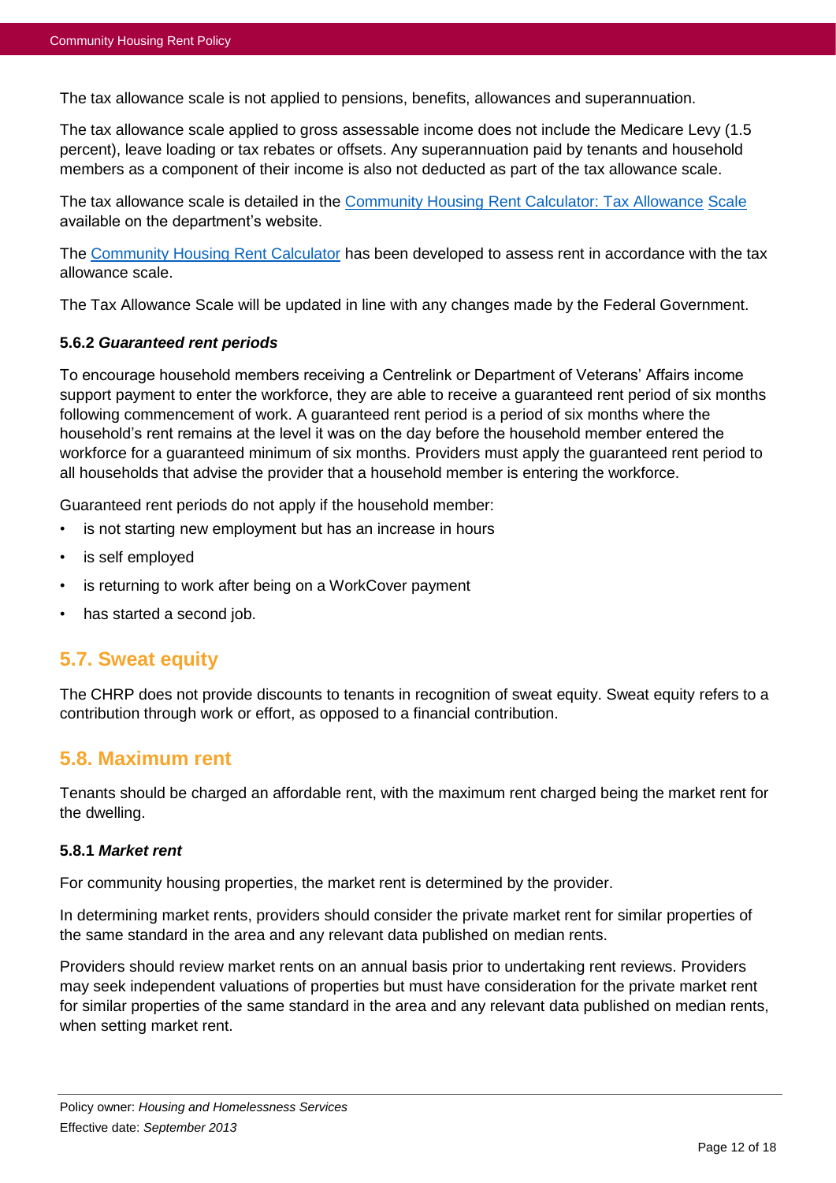The tax allowance scale is not applied to pensions, benefits, allowances and superannuation.

The tax allowance scale applied to gross assessable income does not include the Medicare Levy (1.5 percent), leave loading or tax rebates or offsets. Any superannuation paid by tenants and household members as a component of their income is also not deducted as part of the tax allowance scale.

The tax allowance scale is detailed in the Community Housing Rent Calculator: Tax Allowance Scale available on the department's website.

The Community Housing Rent Calculator has been developed to assess rent in accordance with the tax allowance scale.

The Tax Allowance Scale will be updated in line with any changes made by the Federal Government.

#### 5.6.2 *Guaranteed rent periods*

To encourage household members receiving a Centrelink or Department of Veterans' Affairs income support payment to enter the workforce, they are able to receive a guaranteed rent period of six months following commencement of work. A guaranteed rent period is a period of six months where the household's rent remains at the level it was on the day before the household member entered the workforce for a guaranteed minimum of six months. Providers must apply the guaranteed rent period to all households that advise the provider that a household member is entering the workforce.

Guaranteed rent periods do not apply if the household member:

- is not starting new employment but has an increase in hours
- is self employed
- is returning to work after being on a WorkCover payment
- has started a second job.

## 5.7. Sweat equity

The CHRP does not provide discounts to tenants in recognition of sweat equity. Sweat equity refers to a contribution through work or effort, as opposed to a financial contribution.

## 5.8. Maximum rent

Tenants should be charged an affordable rent, with the maximum rent charged being the market rent for the dwelling.

#### 5.8.1 *Market rent*

For community housing properties, the market rent is determined by the provider.

In determining market rents, providers should consider the private market rent for similar properties of the same standard in the area and any relevant data published on median rents.

Providers should review market rents on an annual basis prior to undertaking rent reviews. Providers may seek independent valuations of properties but must have consideration for the private market rent for similar properties of the same standard in the area and any relevant data published on median rents, when setting market rent.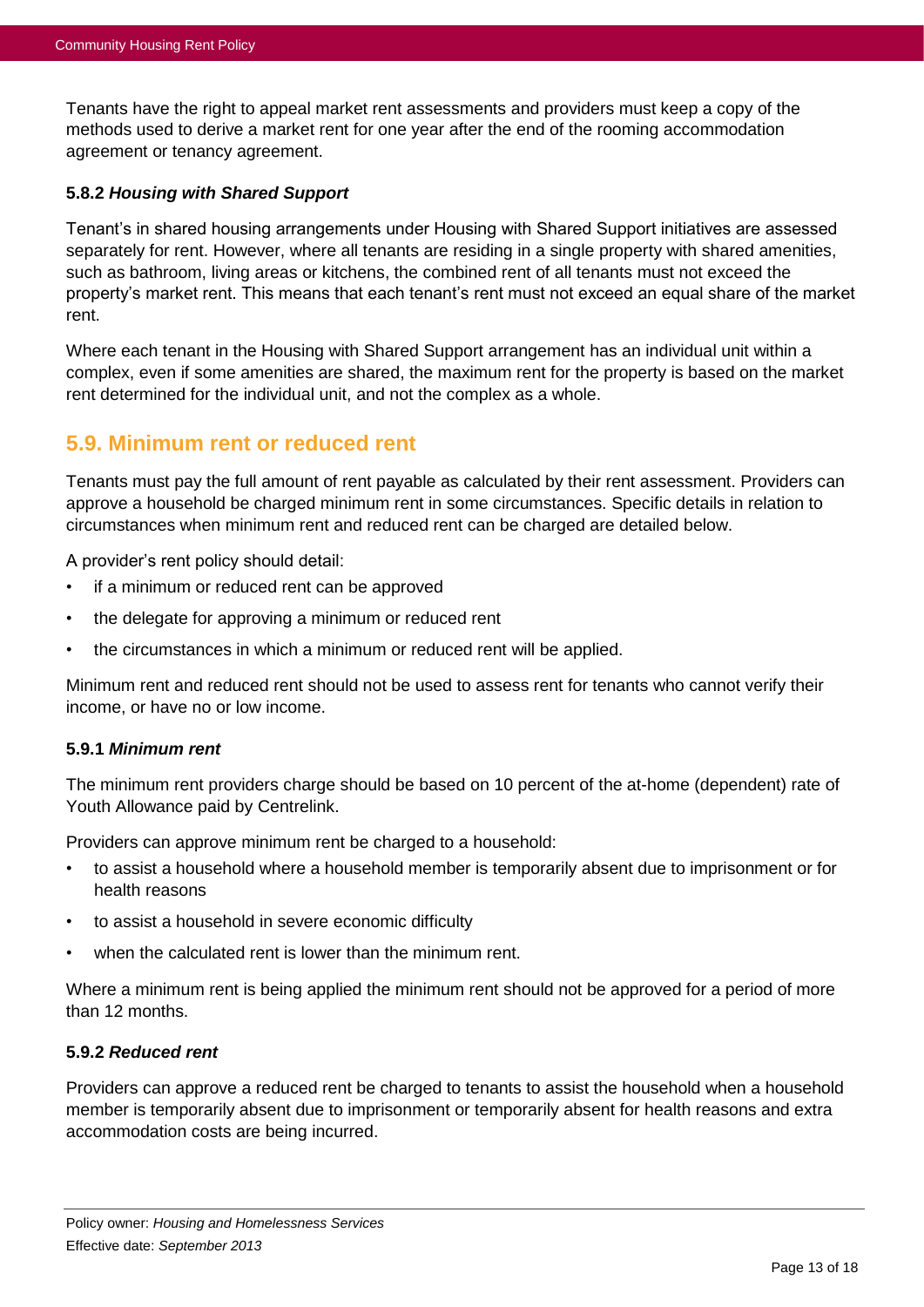Tenants have the right to appeal market rent assessments and providers must keep a copy of the methods used to derive a market rent for one year after the end of the rooming accommodation agreement or tenancy agreement.

#### 5.8.2 *Housing with Shared Support*

Tenant's in shared housing arrangements under Housing with Shared Support initiatives are assessed separately for rent. However, where all tenants are residing in a single property with shared amenities, such as bathroom, living areas or kitchens, the combined rent of all tenants must not exceed the property's market rent. This means that each tenant's rent must not exceed an equal share of the market rent.

Where each tenant in the Housing with Shared Support arrangement has an individual unit within a complex, even if some amenities are shared, the maximum rent for the property is based on the market rent determined for the individual unit, and not the complex as a whole.

### 5.9. Minimum rent or reduced rent

Tenants must pay the full amount of rent payable as calculated by their rent assessment. Providers can approve a household be charged minimum rent in some circumstances. Specific details in relation to circumstances when minimum rent and reduced rent can be charged are detailed below.

A provider's rent policy should detail:

- if a minimum or reduced rent can be approved
- the delegate for approving a minimum or reduced rent
- the circumstances in which a minimum or reduced rent will be applied.

Minimum rent and reduced rent should not be used to assess rent for tenants who cannot verify their income, or have no or low income.

#### 5.9.1 *Minimum rent*

The minimum rent providers charge should be based on 10 percent of the at-home (dependent) rate of Youth Allowance paid by Centrelink.

Providers can approve minimum rent be charged to a household:

- to assist a household where a household member is temporarily absent due to imprisonment or for health reasons
- to assist a household in severe economic difficulty
- when the calculated rent is lower than the minimum rent.

Where a minimum rent is being applied the minimum rent should not be approved for a period of more than 12 months.

#### 5.9.2 *Reduced rent*

Providers can approve a reduced rent be charged to tenants to assist the household when a household member is temporarily absent due to imprisonment or temporarily absent for health reasons and extra accommodation costs are being incurred.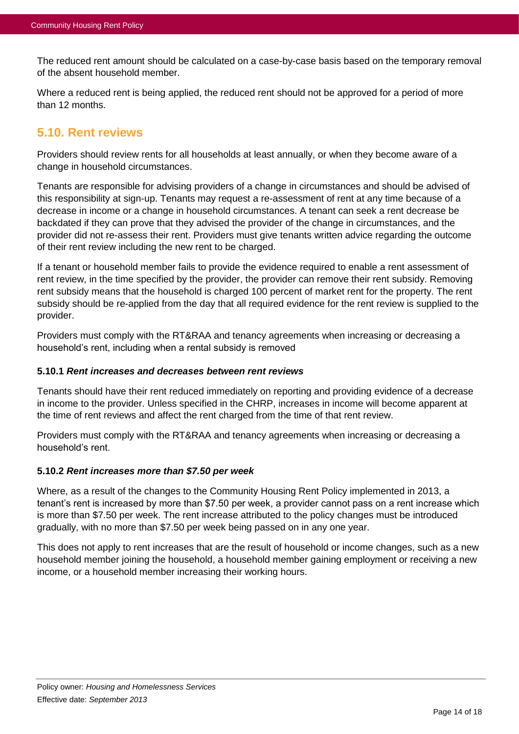The reduced rent amount should be calculated on a case-by-case basis based on the temporary removal of the absent household member.

Where a reduced rent is being applied, the reduced rent should not be approved for a period of more than 12 months.

## 5.10. Rent reviews

Providers should review rents for all households at least annually, or when they become aware of a change in household circumstances.

Tenants are responsible for advising providers of a change in circumstances and should be advised of this responsibility at sign-up. Tenants may request a re-assessment of rent at any time because of a decrease in income or a change in household circumstances. A tenant can seek a rent decrease be backdated if they can prove that they advised the provider of the change in circumstances, and the provider did not re-assess their rent. Providers must give tenants written advice regarding the outcome of their rent review including the new rent to be charged.

If a tenant or household member fails to provide the evidence required to enable a rent assessment of rent review, in the time specified by the provider, the provider can remove their rent subsidy. Removing rent subsidy means that the household is charged 100 percent of market rent for the property. The rent subsidy should be re-applied from the day that all required evidence for the rent review is supplied to the provider.

Providers must comply with the RT&RAA and tenancy agreements when increasing or decreasing a household's rent, including when a rental subsidy is removed

### 5.10.1 *Rent increases and decreases between rent reviews*

Tenants should have their rent reduced immediately on reporting and providing evidence of a decrease in income to the provider. Unless specified in the CHRP, increases in income will become apparent at the time of rent reviews and affect the rent charged from the time of that rent review.

Providers must comply with the RT&RAA and tenancy agreements when increasing or decreasing a household's rent.

### 5.10.2 *Rent increases more than $7.50 per week*

Where, as a result of the changes to the Community Housing Rent Policy implemented in 2013, a tenant's rent is increased by more than $7.50 per week, a provider cannot pass on a rent increase which is more than $7.50 per week. The rent increase attributed to the policy changes must be introduced gradually, with no more than $7.50 per week being passed on in any one year.

This does not apply to rent increases that are the result of household or income changes, such as a new household member joining the household, a household member gaining employment or receiving a new income, or a household member increasing their working hours.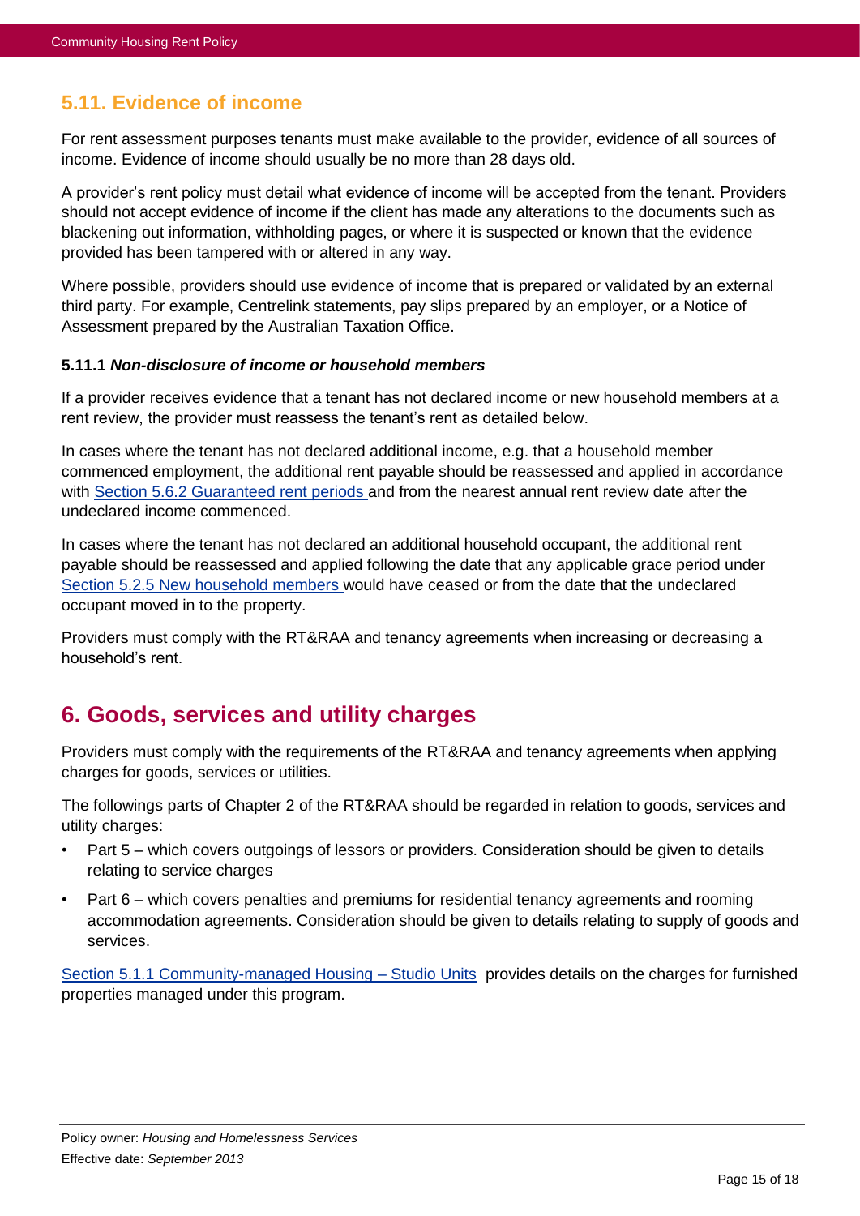## 5.11. Evidence of income

For rent assessment purposes tenants must make available to the provider, evidence of all sources of income. Evidence of income should usually be no more than 28 days old.

A provider's rent policy must detail what evidence of income will be accepted from the tenant. Providers should not accept evidence of income if the client has made any alterations to the documents such as blackening out information, withholding pages, or where it is suspected or known that the evidence provided has been tampered with or altered in any way.

Where possible, providers should use evidence of income that is prepared or validated by an external third party. For example, Centrelink statements, pay slips prepared by an employer, or a Notice of Assessment prepared by the Australian Taxation Office.

#### 5.11.1 *Non-disclosure of income or household members*

If a provider receives evidence that a tenant has not declared income or new household members at a rent review, the provider must reassess the tenant's rent as detailed below.

In cases where the tenant has not declared additional income, e.g. that a household member commenced employment, the additional rent payable should be reassessed and applied in accordance with Section 5.6.2 Guaranteed rent periods and from the nearest annual rent review date after the undeclared income commenced.

In cases where the tenant has not declared an additional household occupant, the additional rent payable should be reassessed and applied following the date that any applicable grace period under Section 5.2.5 New household members would have ceased or from the date that the undeclared occupant moved in to the property.

Providers must comply with the RT&RAA and tenancy agreements when increasing or decreasing a household's rent.

# 6. Goods, services and utility charges

Providers must comply with the requirements of the RT&RAA and tenancy agreements when applying charges for goods, services or utilities.

The followings parts of Chapter 2 of the RT&RAA should be regarded in relation to goods, services and utility charges:

- Part 5 – which covers outgoings of lessors or providers. Consideration should be given to details relating to service charges
- Part 6 – which covers penalties and premiums for residential tenancy agreements and rooming accommodation agreements. Consideration should be given to details relating to supply of goods and services.

Section 5.1.1 Community-managed Housing – Studio Units provides details on the charges for furnished properties managed under this program.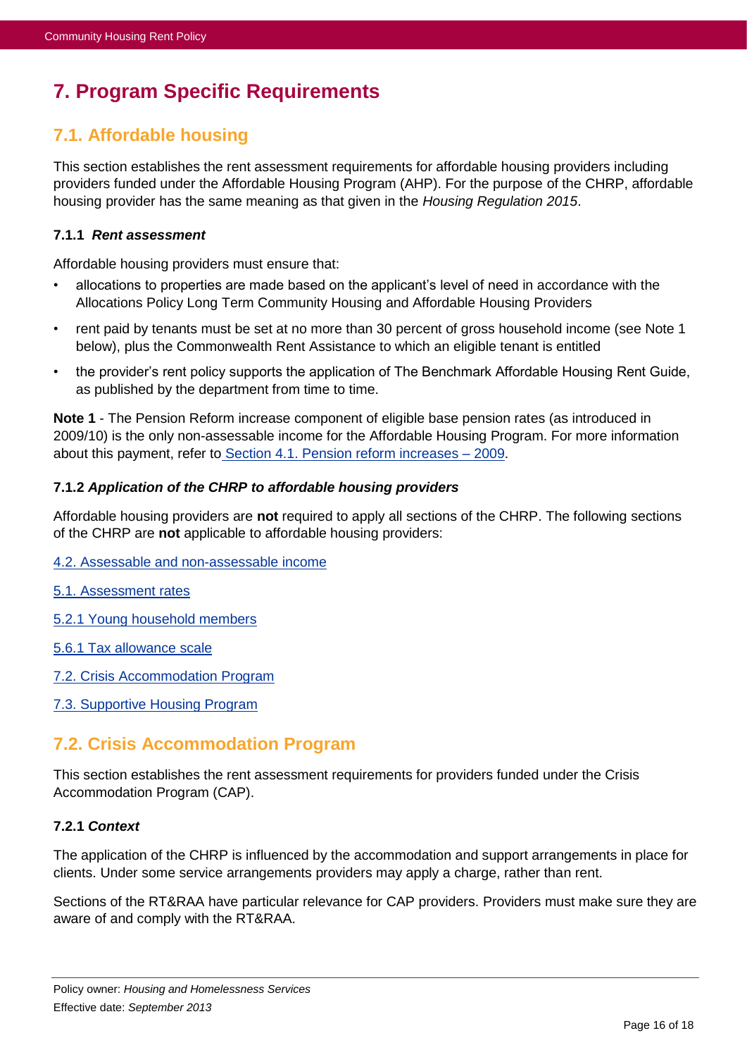# 7. Program Specific Requirements

## 7.1. Affordable housing

This section establishes the rent assessment requirements for affordable housing providers including providers funded under the Affordable Housing Program (AHP). For the purpose of the CHRP, affordable housing provider has the same meaning as that given in the *Housing Regulation 2015*.

### 7.1.1 *Rent assessment*

Affordable housing providers must ensure that:

- allocations to properties are made based on the applicant's level of need in accordance with the Allocations Policy Long Term Community Housing and Affordable Housing Providers
- rent paid by tenants must be set at no more than 30 percent of gross household income (see Note 1 below), plus the Commonwealth Rent Assistance to which an eligible tenant is entitled
- the provider's rent policy supports the application of The Benchmark Affordable Housing Rent Guide, as published by the department from time to time.

**Note 1** - The Pension Reform increase component of eligible base pension rates (as introduced in 2009/10) is the only non-assessable income for the Affordable Housing Program. For more information about this payment, refer to Section 4.1. Pension reform increases – 2009.

### 7.1.2 *Application of the CHRP to affordable housing providers*

Affordable housing providers are **not** required to apply all sections of the CHRP. The following sections of the CHRP are **not** applicable to affordable housing providers:

4.2. Assessable and non-assessable income

5.1. Assessment rates

5.2.1 Young household members

5.6.1 Tax allowance scale

7.2. Crisis Accommodation Program

7.3. Supportive Housing Program

## 7.2. Crisis Accommodation Program

This section establishes the rent assessment requirements for providers funded under the Crisis Accommodation Program (CAP).

### 7.2.1 *Context*

The application of the CHRP is influenced by the accommodation and support arrangements in place for clients. Under some service arrangements providers may apply a charge, rather than rent.

Sections of the RT&RAA have particular relevance for CAP providers. Providers must make sure they are aware of and comply with the RT&RAA.

Policy owner: *Housing and Homelessness Services*
Effective date: *September 2013*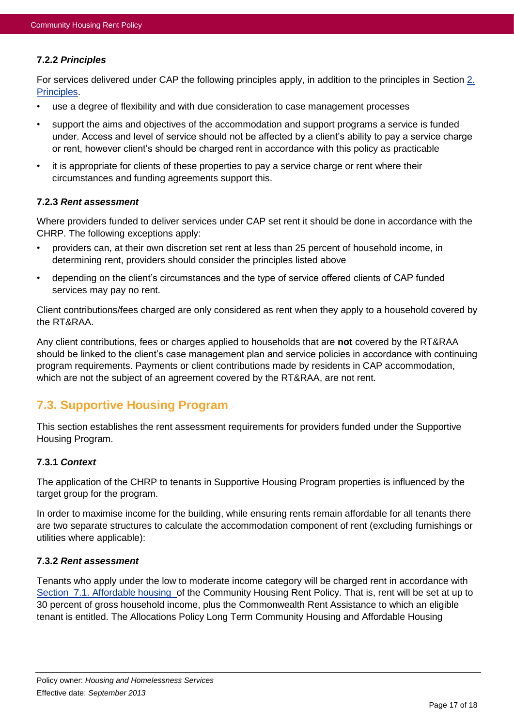#### 7.2.2 *Principles*

For services delivered under CAP the following principles apply, in addition to the principles in Section [2. Principles](#).

- use a degree of flexibility and with due consideration to case management processes
- support the aims and objectives of the accommodation and support programs a service is funded under. Access and level of service should not be affected by a client's ability to pay a service charge or rent, however client's should be charged rent in accordance with this policy as practicable
- it is appropriate for clients of these properties to pay a service charge or rent where their circumstances and funding agreements support this.

#### 7.2.3 *Rent assessment*

Where providers funded to deliver services under CAP set rent it should be done in accordance with the CHRP. The following exceptions apply:

- providers can, at their own discretion set rent at less than 25 percent of household income, in determining rent, providers should consider the principles listed above
- depending on the client's circumstances and the type of service offered clients of CAP funded services may pay no rent.

Client contributions/fees charged are only considered as rent when they apply to a household covered by the RT&RAA.

Any client contributions, fees or charges applied to households that are **not** covered by the RT&RAA should be linked to the client's case management plan and service policies in accordance with continuing program requirements. Payments or client contributions made by residents in CAP accommodation, which are not the subject of an agreement covered by the RT&RAA, are not rent.

## 7.3. Supportive Housing Program

This section establishes the rent assessment requirements for providers funded under the Supportive Housing Program.

#### 7.3.1 *Context*

The application of the CHRP to tenants in Supportive Housing Program properties is influenced by the target group for the program.

In order to maximise income for the building, while ensuring rents remain affordable for all tenants there are two separate structures to calculate the accommodation component of rent (excluding furnishings or utilities where applicable):

#### 7.3.2 *Rent assessment*

Tenants who apply under the low to moderate income category will be charged rent in accordance with [Section 7.1. Affordable housing](#) of the Community Housing Rent Policy. That is, rent will be set at up to 30 percent of gross household income, plus the Commonwealth Rent Assistance to which an eligible tenant is entitled. The Allocations Policy Long Term Community Housing and Affordable Housing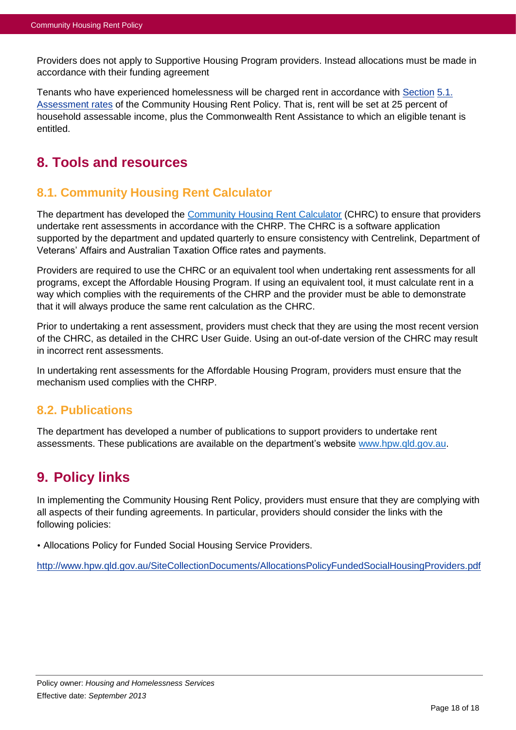Providers does not apply to Supportive Housing Program providers. Instead allocations must be made in accordance with their funding agreement

Tenants who have experienced homelessness will be charged rent in accordance with Section 5.1. Assessment rates of the Community Housing Rent Policy. That is, rent will be set at 25 percent of household assessable income, plus the Commonwealth Rent Assistance to which an eligible tenant is entitled.

# 8. Tools and resources

## 8.1. Community Housing Rent Calculator

The department has developed the Community Housing Rent Calculator (CHRC) to ensure that providers undertake rent assessments in accordance with the CHRP. The CHRC is a software application supported by the department and updated quarterly to ensure consistency with Centrelink, Department of Veterans' Affairs and Australian Taxation Office rates and payments.

Providers are required to use the CHRC or an equivalent tool when undertaking rent assessments for all programs, except the Affordable Housing Program. If using an equivalent tool, it must calculate rent in a way which complies with the requirements of the CHRP and the provider must be able to demonstrate that it will always produce the same rent calculation as the CHRC.

Prior to undertaking a rent assessment, providers must check that they are using the most recent version of the CHRC, as detailed in the CHRC User Guide. Using an out-of-date version of the CHRC may result in incorrect rent assessments.

In undertaking rent assessments for the Affordable Housing Program, providers must ensure that the mechanism used complies with the CHRP.

## 8.2. Publications

The department has developed a number of publications to support providers to undertake rent assessments. These publications are available on the department's website www.hpw.qld.gov.au.

# 9. Policy links

In implementing the Community Housing Rent Policy, providers must ensure that they are complying with all aspects of their funding agreements. In particular, providers should consider the links with the following policies:

• Allocations Policy for Funded Social Housing Service Providers.

http://www.hpw.qld.gov.au/SiteCollectionDocuments/AllocationsPolicyFundedSocialHousingProviders.pdf

Policy owner: *Housing and Homelessness Services*
Effective date: *September 2013*